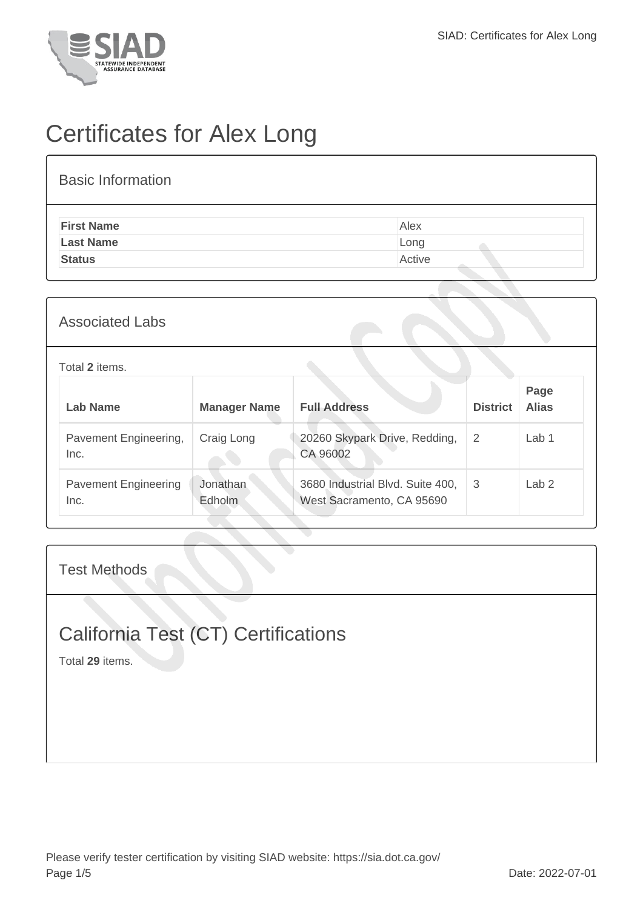# Certificates for Alex Long

## Basic Information

| | |
|---|---|
| **First Name** | Alex |
| **Last Name** | Long |
| **Status** | Active |

## Associated Labs

Total **2** items.

| Lab Name | Manager Name | Full Address | District | Page Alias |
|---|---|---|---|---|
| Pavement Engineering, Inc. | Craig Long | 20260 Skypark Drive, Redding, CA 96002 | 2 | Lab 1 |
| Pavement Engineering Inc. | Jonathan Edholm | 3680 Industrial Blvd. Suite 400, West Sacramento, CA 95690 | 3 | Lab 2 |

## Test Methods

### California Test (CT) Certifications

Total **29** items.

Please verify tester certification by visiting SIAD website: https://sia.dot.ca.gov/

Date: 2022-07-01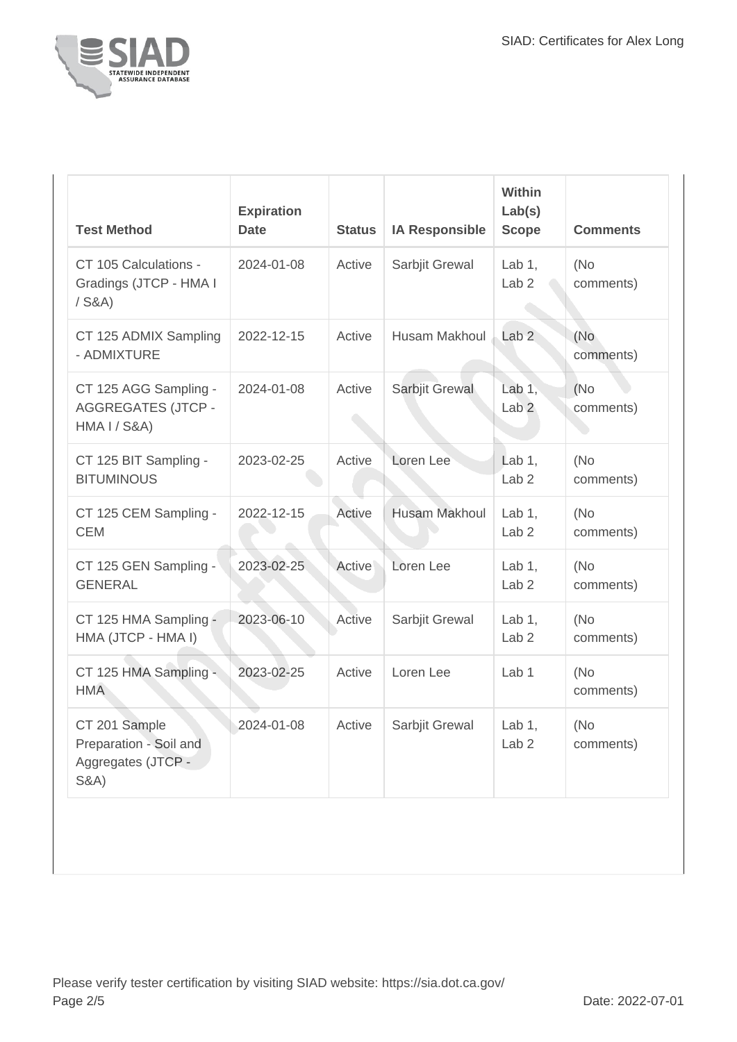| Test Method | Expiration Date | Status | IA Responsible | Within Lab(s) Scope | Comments |
|---|---|---|---|---|---|
| CT 105 Calculations - Gradings (JTCP - HMA I / S&A) | 2024-01-08 | Active | Sarbjit Grewal | Lab 1, Lab 2 | (No comments) |
| CT 125 ADMIX Sampling - ADMIXTURE | 2022-12-15 | Active | Husam Makhoul | Lab 2 | (No comments) |
| CT 125 AGG Sampling - AGGREGATES (JTCP - HMA I / S&A) | 2024-01-08 | Active | Sarbjit Grewal | Lab 1, Lab 2 | (No comments) |
| CT 125 BIT Sampling - BITUMINOUS | 2023-02-25 | Active | Loren Lee | Lab 1, Lab 2 | (No comments) |
| CT 125 CEM Sampling - CEM | 2022-12-15 | Active | Husam Makhoul | Lab 1, Lab 2 | (No comments) |
| CT 125 GEN Sampling - GENERAL | 2023-02-25 | Active | Loren Lee | Lab 1, Lab 2 | (No comments) |
| CT 125 HMA Sampling - HMA (JTCP - HMA I) | 2023-06-10 | Active | Sarbjit Grewal | Lab 1, Lab 2 | (No comments) |
| CT 125 HMA Sampling - HMA | 2023-02-25 | Active | Loren Lee | Lab 1 | (No comments) |
| CT 201 Sample Preparation - Soil and Aggregates (JTCP - S&A) | 2024-01-08 | Active | Sarbjit Grewal | Lab 1, Lab 2 | (No comments) |

Please verify tester certification by visiting SIAD website: https://sia.dot.ca.gov/

Date: 2022-07-01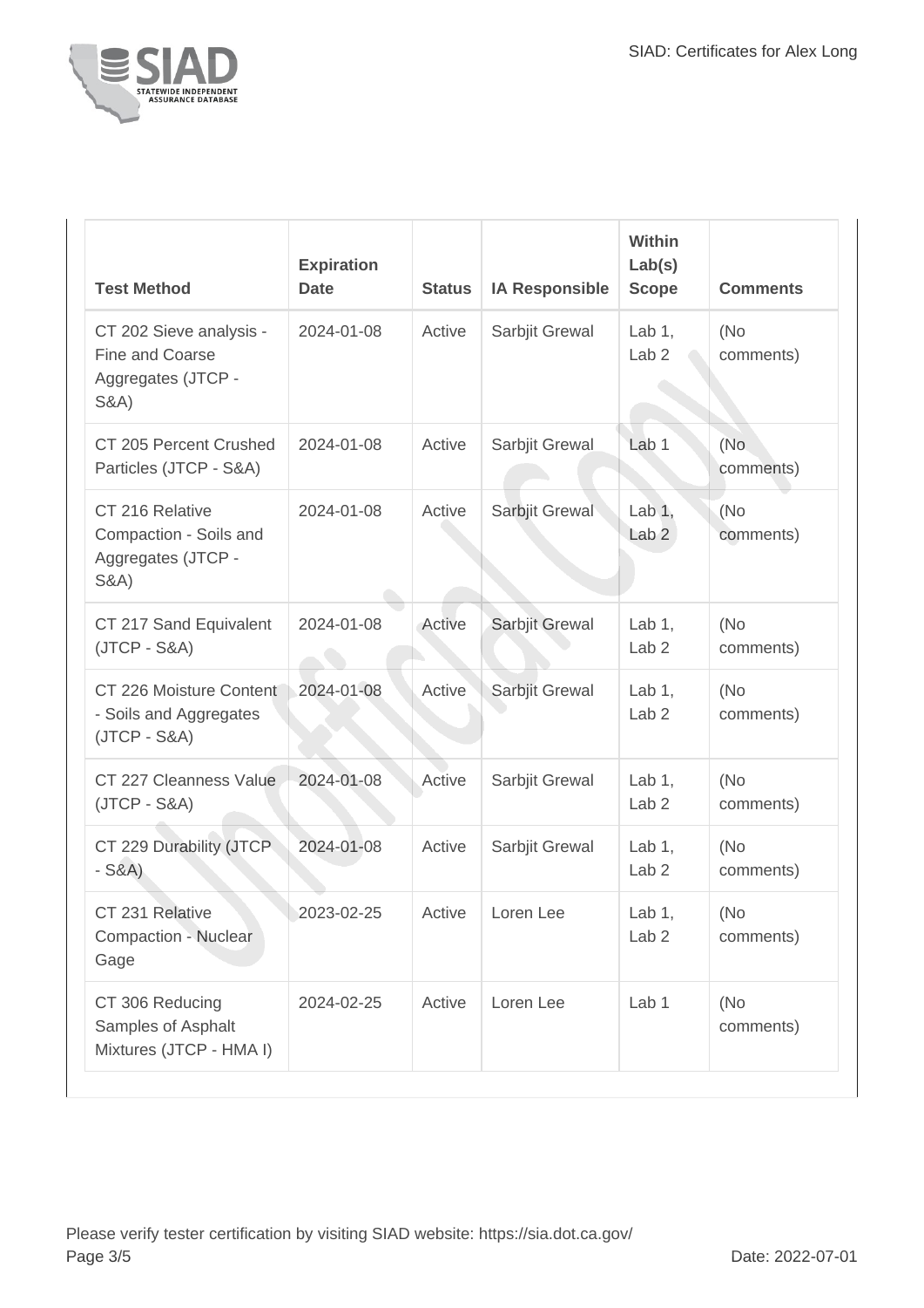| Test Method | Expiration Date | Status | IA Responsible | Within Lab(s) Scope | Comments |
| --- | --- | --- | --- | --- | --- |
| CT 202 Sieve analysis - Fine and Coarse Aggregates (JTCP - S&A) | 2024-01-08 | Active | Sarbjit Grewal | Lab 1, Lab 2 | (No comments) |
| CT 205 Percent Crushed Particles (JTCP - S&A) | 2024-01-08 | Active | Sarbjit Grewal | Lab 1 | (No comments) |
| CT 216 Relative Compaction - Soils and Aggregates (JTCP - S&A) | 2024-01-08 | Active | Sarbjit Grewal | Lab 1, Lab 2 | (No comments) |
| CT 217 Sand Equivalent (JTCP - S&A) | 2024-01-08 | Active | Sarbjit Grewal | Lab 1, Lab 2 | (No comments) |
| CT 226 Moisture Content - Soils and Aggregates (JTCP - S&A) | 2024-01-08 | Active | Sarbjit Grewal | Lab 1, Lab 2 | (No comments) |
| CT 227 Cleanness Value (JTCP - S&A) | 2024-01-08 | Active | Sarbjit Grewal | Lab 1, Lab 2 | (No comments) |
| CT 229 Durability (JTCP - S&A) | 2024-01-08 | Active | Sarbjit Grewal | Lab 1, Lab 2 | (No comments) |
| CT 231 Relative Compaction - Nuclear Gage | 2023-02-25 | Active | Loren Lee | Lab 1, Lab 2 | (No comments) |
| CT 306 Reducing Samples of Asphalt Mixtures (JTCP - HMA I) | 2024-02-25 | Active | Loren Lee | Lab 1 | (No comments) |

Please verify tester certification by visiting SIAD website: https://sia.dot.ca.gov/

Date: 2022-07-01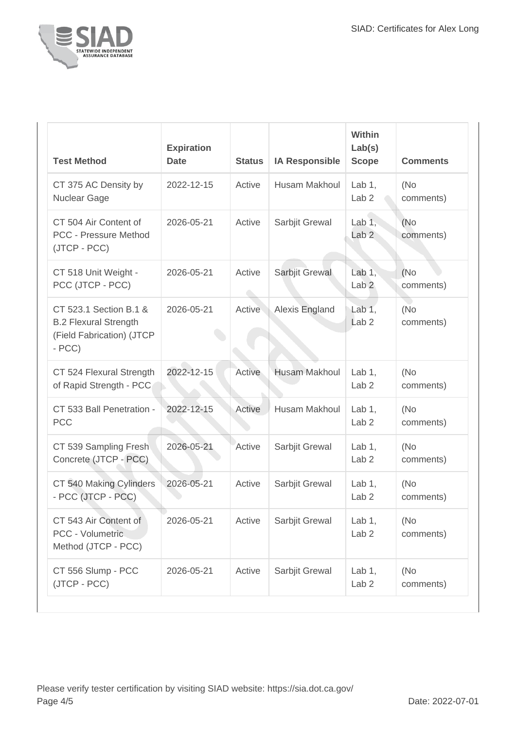| Test Method | Expiration Date | Status | IA Responsible | Within Lab(s) Scope | Comments |
| --- | --- | --- | --- | --- | --- |
| CT 375 AC Density by Nuclear Gage | 2022-12-15 | Active | Husam Makhoul | Lab 1, Lab 2 | (No comments) |
| CT 504 Air Content of PCC - Pressure Method (JTCP - PCC) | 2026-05-21 | Active | Sarbjit Grewal | Lab 1, Lab 2 | (No comments) |
| CT 518 Unit Weight - PCC (JTCP - PCC) | 2026-05-21 | Active | Sarbjit Grewal | Lab 1, Lab 2 | (No comments) |
| CT 523.1 Section B.1 & B.2 Flexural Strength (Field Fabrication) (JTCP - PCC) | 2026-05-21 | Active | Alexis England | Lab 1, Lab 2 | (No comments) |
| CT 524 Flexural Strength of Rapid Strength - PCC | 2022-12-15 | Active | Husam Makhoul | Lab 1, Lab 2 | (No comments) |
| CT 533 Ball Penetration - PCC | 2022-12-15 | Active | Husam Makhoul | Lab 1, Lab 2 | (No comments) |
| CT 539 Sampling Fresh Concrete (JTCP - PCC) | 2026-05-21 | Active | Sarbjit Grewal | Lab 1, Lab 2 | (No comments) |
| CT 540 Making Cylinders - PCC (JTCP - PCC) | 2026-05-21 | Active | Sarbjit Grewal | Lab 1, Lab 2 | (No comments) |
| CT 543 Air Content of PCC - Volumetric Method (JTCP - PCC) | 2026-05-21 | Active | Sarbjit Grewal | Lab 1, Lab 2 | (No comments) |
| CT 556 Slump - PCC (JTCP - PCC) | 2026-05-21 | Active | Sarbjit Grewal | Lab 1, Lab 2 | (No comments) |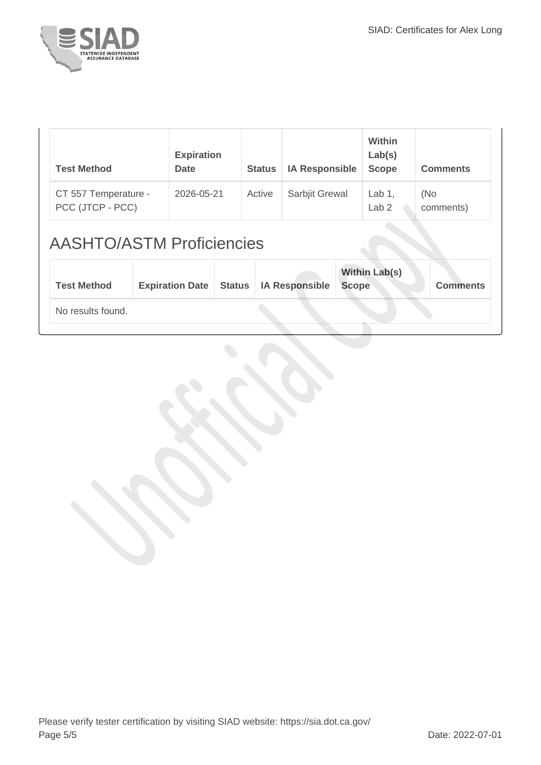| Test Method | Expiration Date | Status | IA Responsible | Within Lab(s) Scope | Comments |
| --- | --- | --- | --- | --- | --- |
| CT 557 Temperature - PCC (JTCP - PCC) | 2026-05-21 | Active | Sarbjit Grewal | Lab 1, Lab 2 | (No comments) |

## AASHTO/ASTM Proficiencies

| Test Method | Expiration Date | Status | IA Responsible | Within Lab(s) Scope | Comments |
| --- | --- | --- | --- | --- | --- |
| No results found. | | | | | |

Please verify tester certification by visiting SIAD website: https://sia.dot.ca.gov/

Date: 2022-07-01